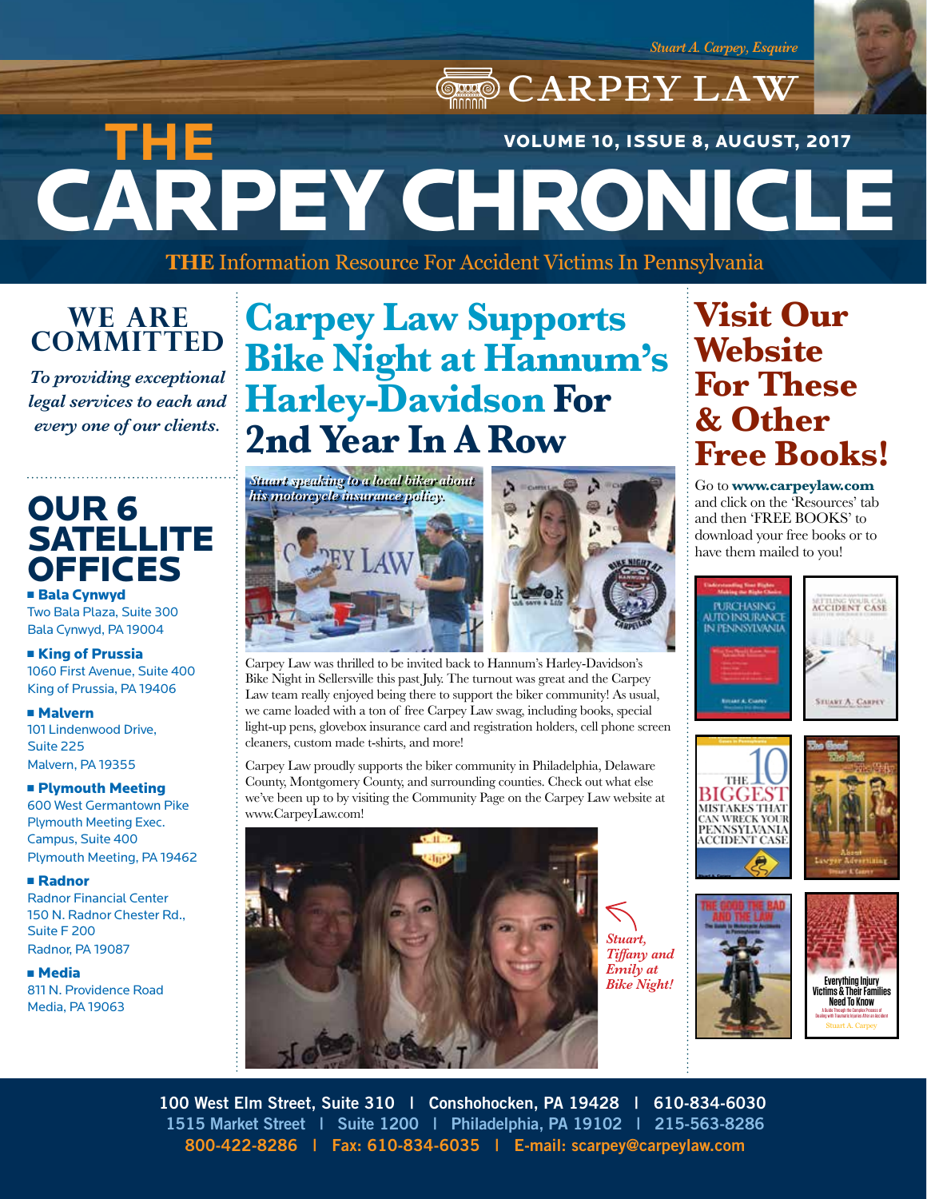Stuart A. Carpey, Esquire

CARPEY LAW

# THE CARPEY CHRONICLE

VOLUME 10, ISSUE 8, AUGUST, 2017

**THE** Information Resource For Accident Victims In Pennsylvania

## WE ARE COMMITTED

*To providing exceptional legal services to each and every one of our clients.*

## OUR 6 SATELLITE OFFICES

- **Bala Cynwyd**
  Two Bala Plaza, Suite 300
  Bala Cynwyd, PA 19004
- **King of Prussia**
  1060 First Avenue, Suite 400
  King of Prussia, PA 19406
- **Malvern**
  101 Lindenwood Drive,
  Suite 225
  Malvern, PA 19355
- **Plymouth Meeting**
  600 West Germantown Pike
  Plymouth Meeting Exec. Campus, Suite 400
  Plymouth Meeting, PA 19462
- **Radnor**
  Radnor Financial Center
  150 N. Radnor Chester Rd., Suite F 200
  Radnor, PA 19087
- **Media**
  811 N. Providence Road
  Media, PA 19063

## Carpey Law Supports Bike Night at Hannum's Harley-Davidson For 2nd Year In A Row

*Stuart speaking to a local biker about his motorcycle insurance policy.*

Carpey Law was thrilled to be invited back to Hannum's Harley-Davidson's Bike Night in Sellersville this past July. The turnout was great and the Carpey Law team really enjoyed being there to support the biker community! As usual, we came loaded with a ton of free Carpey Law swag, including books, special light-up pens, glovebox insurance card and registration holders, cell phone screen cleaners, custom made t-shirts, and more!

Carpey Law proudly supports the biker community in Philadelphia, Delaware County, Montgomery County, and surrounding counties. Check out what else we've been up to by visiting the Community Page on the Carpey Law website at www.CarpeyLaw.com!

*Stuart, Tiffany and Emily at Bike Night!*

## Visit Our Website For These & Other Free Books!

Go to **www.carpeylaw.com** and click on the 'Resources' tab and then 'FREE BOOKS' to download your free books or to have them mailed to you!

100 West Elm Street, Suite 310 | Conshohocken, PA 19428 | 610-834-6030
1515 Market Street | Suite 1200 | Philadelphia, PA 19102 | 215-563-8286
800-422-8286 | Fax: 610-834-6035 | E-mail: scarpey@carpeylaw.com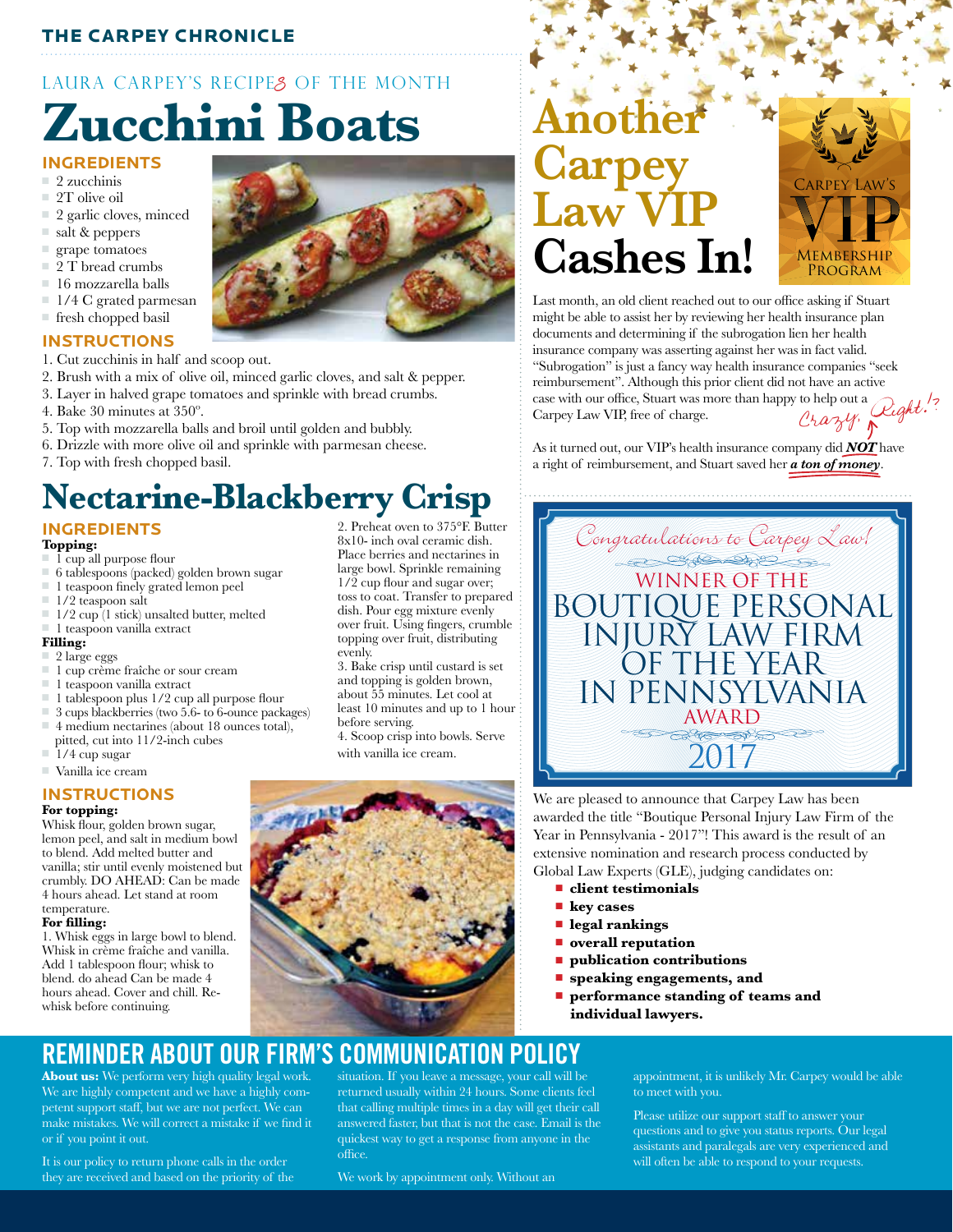## LAURA CARPEY'S RECIPES OF THE MONTH

# Zucchini Boats

### INGREDIENTS

- 2 zucchinis
- 2T olive oil
- 2 garlic cloves, minced
- salt & peppers
- grape tomatoes
- 2 T bread crumbs
- 16 mozzarella balls
- 1/4 C grated parmesan
- fresh chopped basil

### INSTRUCTIONS

1. Cut zucchinis in half and scoop out.
2. Brush with a mix of olive oil, minced garlic cloves, and salt & pepper.
3. Layer in halved grape tomatoes and sprinkle with bread crumbs.
4. Bake 30 minutes at 350º.
5. Top with mozzarella balls and broil until golden and bubbly.
6. Drizzle with more olive oil and sprinkle with parmesan cheese.
7. Top with fresh chopped basil.

# Nectarine-Blackberry Crisp

### INGREDIENTS

**Topping:**

- 1 cup all purpose flour
- 6 tablespoons (packed) golden brown sugar
- 1 teaspoon finely grated lemon peel
- 1/2 teaspoon salt
- 1/2 cup (1 stick) unsalted butter, melted
- 1 teaspoon vanilla extract

**Filling:**

- 2 large eggs
- 1 cup crème fraîche or sour cream
- 1 teaspoon vanilla extract
- 1 tablespoon plus 1/2 cup all purpose flour
- 3 cups blackberries (two 5.6- to 6-ounce packages)
- 4 medium nectarines (about 18 ounces total), pitted, cut into 11/2-inch cubes
- 1/4 cup sugar
- Vanilla ice cream

### INSTRUCTIONS

**For topping:**
Whisk flour, golden brown sugar, lemon peel, and salt in medium bowl to blend. Add melted butter and vanilla; stir until evenly moistened but crumbly. DO AHEAD: Can be made 4 hours ahead. Let stand at room temperature.

**For filling:**
1. Whisk eggs in large bowl to blend. Whisk in crème fraîche and vanilla. Add 1 tablespoon flour; whisk to blend. do ahead Can be made 4 hours ahead. Cover and chill. Re-whisk before continuing.
2. Preheat oven to 375°F. Butter 8x10- inch oval ceramic dish. Place berries and nectarines in large bowl. Sprinkle remaining 1/2 cup flour and sugar over; toss to coat. Transfer to prepared dish. Pour egg mixture evenly over fruit. Using fingers, crumble topping over fruit, distributing evenly.
3. Bake crisp until custard is set and topping is golden brown, about 55 minutes. Let cool at least 10 minutes and up to 1 hour before serving.
4. Scoop crisp into bowls. Serve with vanilla ice cream.

# Another Carpey Law VIP Cashes In!

CARPEY LAW'S VIP MEMBERSHIP PROGRAM

Last month, an old client reached out to our office asking if Stuart might be able to assist her by reviewing her health insurance plan documents and determining if the subrogation lien her health insurance company was asserting against her was in fact valid. "Subrogation" is just a fancy way health insurance companies "seek reimbursement". Although this prior client did not have an active case with our office, Stuart was more than happy to help out a Carpey Law VIP, free of charge. *Crazy, Right!?*

As it turned out, our VIP's health insurance company did ***NOT*** have a right of reimbursement, and Stuart saved her ***a ton of money***.

*Congratulations to Carpey Law!*

WINNER OF THE BOUTIQUE PERSONAL INJURY LAW FIRM OF THE YEAR IN PENNSYLVANIA AWARD 2017

We are pleased to announce that Carpey Law has been awarded the title "Boutique Personal Injury Law Firm of the Year in Pennsylvania - 2017"! This award is the result of an extensive nomination and research process conducted by Global Law Experts (GLE), judging candidates on:

- **client testimonials**
- **key cases**
- **legal rankings**
- **overall reputation**
- **publication contributions**
- **speaking engagements, and**
- **performance standing of teams and individual lawyers.**

## REMINDER ABOUT OUR FIRM'S COMMUNICATION POLICY

**About us:** We perform very high quality legal work. We are highly competent and we have a highly competent support staff, but we are not perfect. We can make mistakes. We will correct a mistake if we find it or if you point it out.

It is our policy to return phone calls in the order they are received and based on the priority of the situation. If you leave a message, your call will be returned usually within 24 hours. Some clients feel that calling multiple times in a day will get their call answered faster, but that is not the case. Email is the quickest way to get a response from anyone in the office.

We work by appointment only. Without an appointment, it is unlikely Mr. Carpey would be able to meet with you.

Please utilize our support staff to answer your questions and to give you status reports. Our legal assistants and paralegals are very experienced and will often be able to respond to your requests.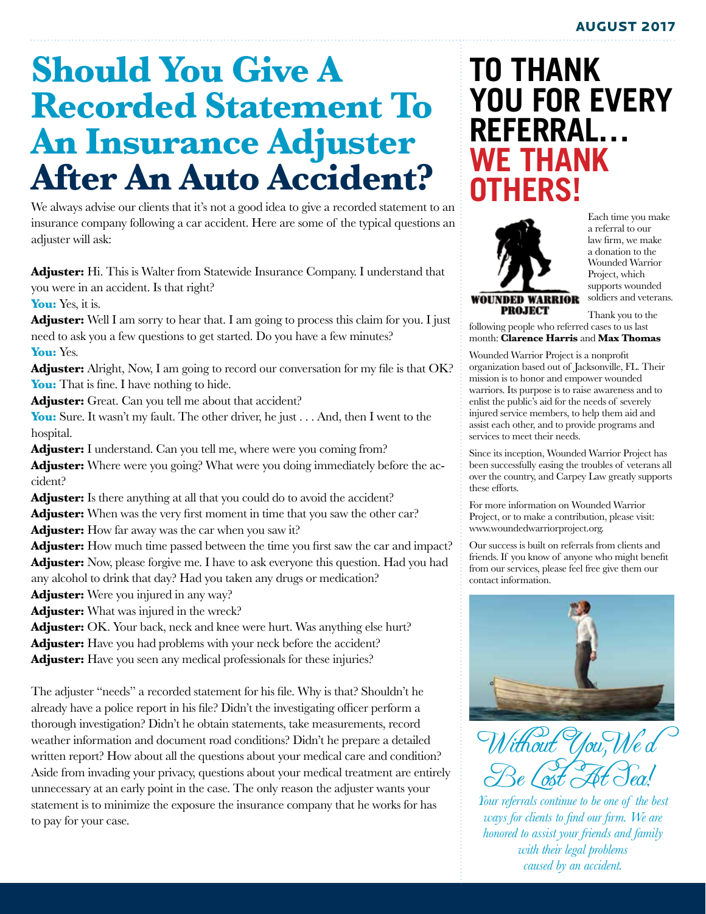# Should You Give A Recorded Statement To An Insurance Adjuster After An Auto Accident?

We always advise our clients that it's not a good idea to give a recorded statement to an insurance company following a car accident. Here are some of the typical questions an adjuster will ask:

**Adjuster:** Hi. This is Walter from Statewide Insurance Company. I understand that you were in an accident. Is that right?

**You:** Yes, it is.

**Adjuster:** Well I am sorry to hear that. I am going to process this claim for you. I just need to ask you a few questions to get started. Do you have a few minutes?

**You:** Yes.

**Adjuster:** Alright, Now, I am going to record our conversation for my file is that OK?

**You:** That is fine. I have nothing to hide.

**Adjuster:** Great. Can you tell me about that accident?

**You:** Sure. It wasn't my fault. The other driver, he just . . . And, then I went to the hospital.

**Adjuster:** I understand. Can you tell me, where were you coming from?

**Adjuster:** Where were you going? What were you doing immediately before the accident?

**Adjuster:** Is there anything at all that you could do to avoid the accident?

**Adjuster:** When was the very first moment in time that you saw the other car?

**Adjuster:** How far away was the car when you saw it?

**Adjuster:** How much time passed between the time you first saw the car and impact?

**Adjuster:** Now, please forgive me. I have to ask everyone this question. Had you had any alcohol to drink that day? Had you taken any drugs or medication?

**Adjuster:** Were you injured in any way?

**Adjuster:** What was injured in the wreck?

**Adjuster:** OK. Your back, neck and knee were hurt. Was anything else hurt?

**Adjuster:** Have you had problems with your neck before the accident?

**Adjuster:** Have you seen any medical professionals for these injuries?

The adjuster "needs" a recorded statement for his file. Why is that? Shouldn't he already have a police report in his file? Didn't the investigating officer perform a thorough investigation? Didn't he obtain statements, take measurements, record weather information and document road conditions? Didn't he prepare a detailed written report? How about all the questions about your medical care and condition? Aside from invading your privacy, questions about your medical treatment are entirely unnecessary at an early point in the case. The only reason the adjuster wants your statement is to minimize the exposure the insurance company that he works for has to pay for your case.

# TO THANK YOU FOR EVERY REFERRAL… WE THANK OTHERS!

Each time you make a referral to our law firm, we make a donation to the Wounded Warrior Project, which supports wounded soldiers and veterans.

Thank you to the following people who referred cases to us last month: **Clarence Harris** and **Max Thomas**

Wounded Warrior Project is a nonprofit organization based out of Jacksonville, FL. Their mission is to honor and empower wounded warriors. Its purpose is to raise awareness and to enlist the public's aid for the needs of severely injured service members, to help them aid and assist each other, and to provide programs and services to meet their needs.

Since its inception, Wounded Warrior Project has been successfully easing the troubles of veterans all over the country, and Carpey Law greatly supports these efforts.

For more information on Wounded Warrior Project, or to make a contribution, please visit: www.woundedwarriorproject.org.

Our success is built on referrals from clients and friends. If you know of anyone who might benefit from our services, please feel free give them our contact information.

*Without You, We'd Be Lost At Sea!*

*Your referrals continue to be one of the best ways for clients to find our firm. We are honored to assist your friends and family with their legal problems caused by an accident.*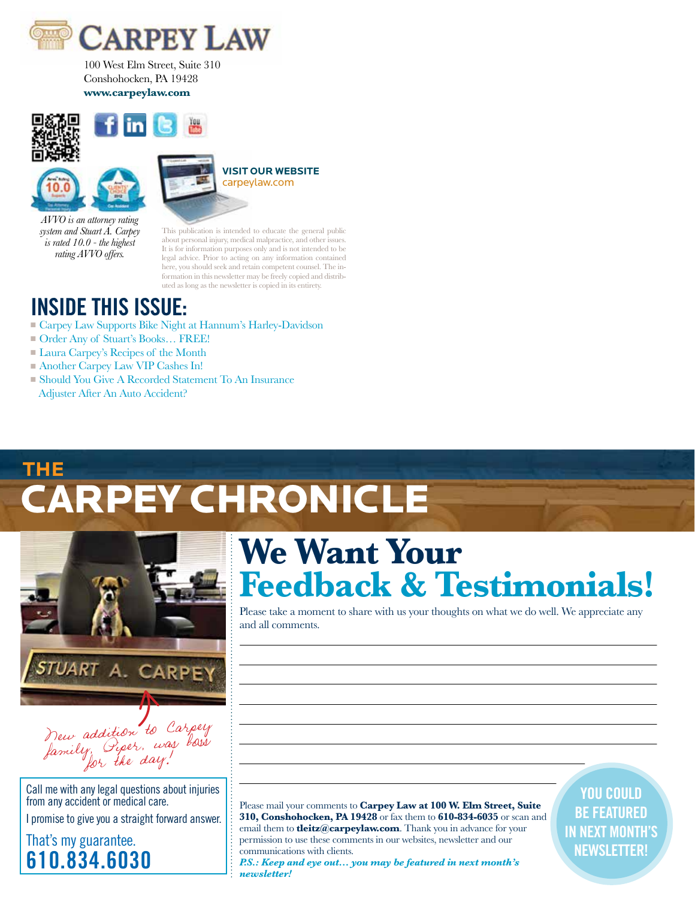# CARPEY LAW

100 West Elm Street, Suite 310
Conshohocken, PA 19428
**www.carpeylaw.com**

*AVVO is an attorney rating system and Stuart A. Carpey is rated 10.0 - the highest rating AVVO offers.*

**VISIT OUR WEBSITE**
carpeylaw.com

This publication is intended to educate the general public about personal injury, medical malpractice, and other issues. It is for information purposes only and is not intended to be legal advice. Prior to acting on any information contained here, you should seek and retain competent counsel. The information in this newsletter may be freely copied and distributed as long as the newsletter is copied in its entirety.

## INSIDE THIS ISSUE:

- Carpey Law Supports Bike Night at Hannum's Harley-Davidson
- Order Any of Stuart's Books… FREE!
- Laura Carpey's Recipes of the Month
- Another Carpey Law VIP Cashes In!
- Should You Give A Recorded Statement To An Insurance Adjuster After An Auto Accident?

# THE CARPEY CHRONICLE

New addition to Carpey family, Piper, was boss for the day!

Call me with any legal questions about injuries from any accident or medical care.

I promise to give you a straight forward answer.

That's my guarantee.
**610.834.6030**

## We Want Your Feedback & Testimonials!

Please take a moment to share with us your thoughts on what we do well. We appreciate any and all comments.

Please mail your comments to **Carpey Law at 100 W. Elm Street, Suite 310, Conshohocken, PA 19428** or fax them to **610-834-6035** or scan and email them to **tleitz@carpeylaw.com**. Thank you in advance for your permission to use these comments in our websites, newsletter and our communications with clients.

***P.S.: Keep and eye out… you may be featured in next month's newsletter!***

**YOU COULD BE FEATURED IN NEXT MONTH'S NEWSLETTER!**